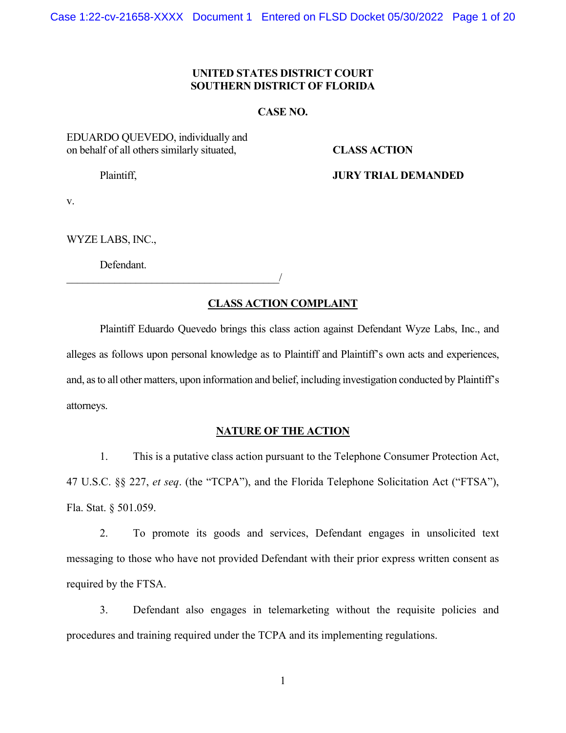**UNITED STATES DISTRICT COURT**
**SOUTHERN DISTRICT OF FLORIDA**

**CASE NO.**

EDUARDO QUEVEDO, individually and on behalf of all others similarly situated,

Plaintiff,

v.

WYZE LABS, INC.,

Defendant.

______________________________________/

**CLASS ACTION**

**JURY TRIAL DEMANDED**

## CLASS ACTION COMPLAINT

Plaintiff Eduardo Quevedo brings this class action against Defendant Wyze Labs, Inc., and alleges as follows upon personal knowledge as to Plaintiff and Plaintiff's own acts and experiences, and, as to all other matters, upon information and belief, including investigation conducted by Plaintiff's attorneys.

## NATURE OF THE ACTION

1. This is a putative class action pursuant to the Telephone Consumer Protection Act, 47 U.S.C. §§ 227, *et seq*. (the "TCPA"), and the Florida Telephone Solicitation Act ("FTSA"), Fla. Stat. § 501.059.

2. To promote its goods and services, Defendant engages in unsolicited text messaging to those who have not provided Defendant with their prior express written consent as required by the FTSA.

3. Defendant also engages in telemarketing without the requisite policies and procedures and training required under the TCPA and its implementing regulations.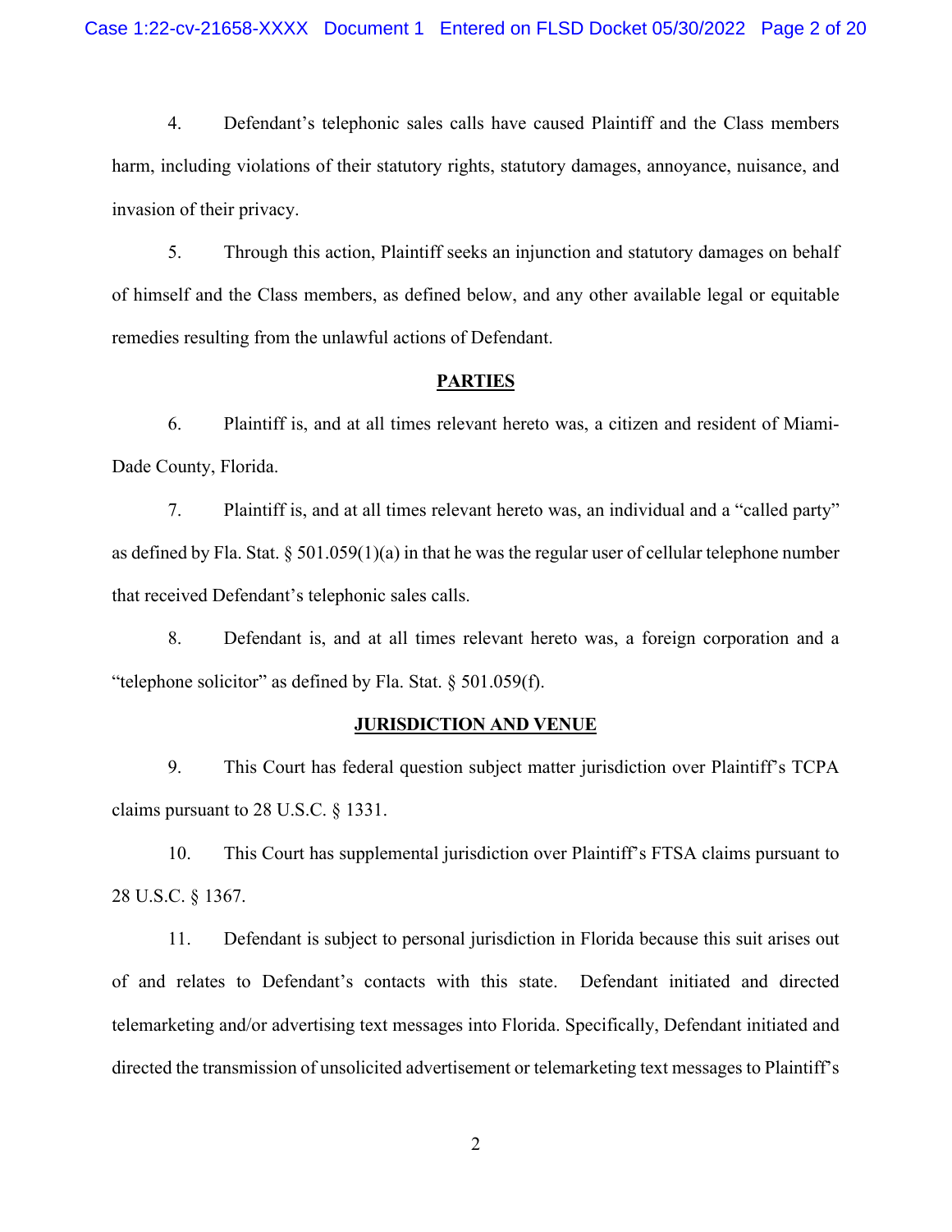4. Defendant's telephonic sales calls have caused Plaintiff and the Class members harm, including violations of their statutory rights, statutory damages, annoyance, nuisance, and invasion of their privacy.

5. Through this action, Plaintiff seeks an injunction and statutory damages on behalf of himself and the Class members, as defined below, and any other available legal or equitable remedies resulting from the unlawful actions of Defendant.

## PARTIES

6. Plaintiff is, and at all times relevant hereto was, a citizen and resident of Miami-Dade County, Florida.

7. Plaintiff is, and at all times relevant hereto was, an individual and a "called party" as defined by Fla. Stat. § 501.059(1)(a) in that he was the regular user of cellular telephone number that received Defendant's telephonic sales calls.

8. Defendant is, and at all times relevant hereto was, a foreign corporation and a "telephone solicitor" as defined by Fla. Stat. § 501.059(f).

## JURISDICTION AND VENUE

9. This Court has federal question subject matter jurisdiction over Plaintiff's TCPA claims pursuant to 28 U.S.C. § 1331.

10. This Court has supplemental jurisdiction over Plaintiff's FTSA claims pursuant to 28 U.S.C. § 1367.

11. Defendant is subject to personal jurisdiction in Florida because this suit arises out of and relates to Defendant's contacts with this state. Defendant initiated and directed telemarketing and/or advertising text messages into Florida. Specifically, Defendant initiated and directed the transmission of unsolicited advertisement or telemarketing text messages to Plaintiff's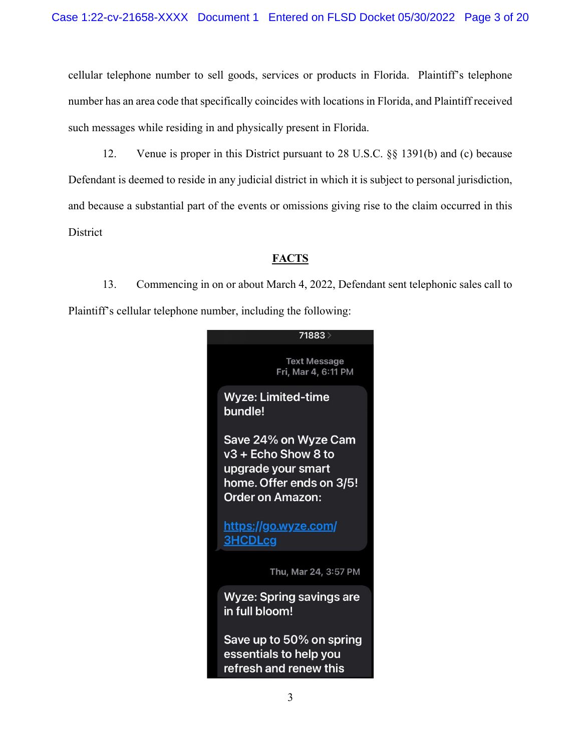cellular telephone number to sell goods, services or products in Florida. Plaintiff's telephone number has an area code that specifically coincides with locations in Florida, and Plaintiff received such messages while residing in and physically present in Florida.

12. Venue is proper in this District pursuant to 28 U.S.C. §§ 1391(b) and (c) because Defendant is deemed to reside in any judicial district in which it is subject to personal jurisdiction, and because a substantial part of the events or omissions giving rise to the claim occurred in this District

## FACTS

13. Commencing in on or about March 4, 2022, Defendant sent telephonic sales call to Plaintiff's cellular telephone number, including the following:

> 71883
>
> Text Message
> Fri, Mar 4, 6:11 PM
>
> Wyze: Limited-time bundle!
>
> Save 24% on Wyze Cam v3 + Echo Show 8 to upgrade your smart home. Offer ends on 3/5! Order on Amazon:
>
> https://go.wyze.com/3HCDLcg
>
> Thu, Mar 24, 3:57 PM
>
> Wyze: Spring savings are in full bloom!
>
> Save up to 50% on spring essentials to help you refresh and renew this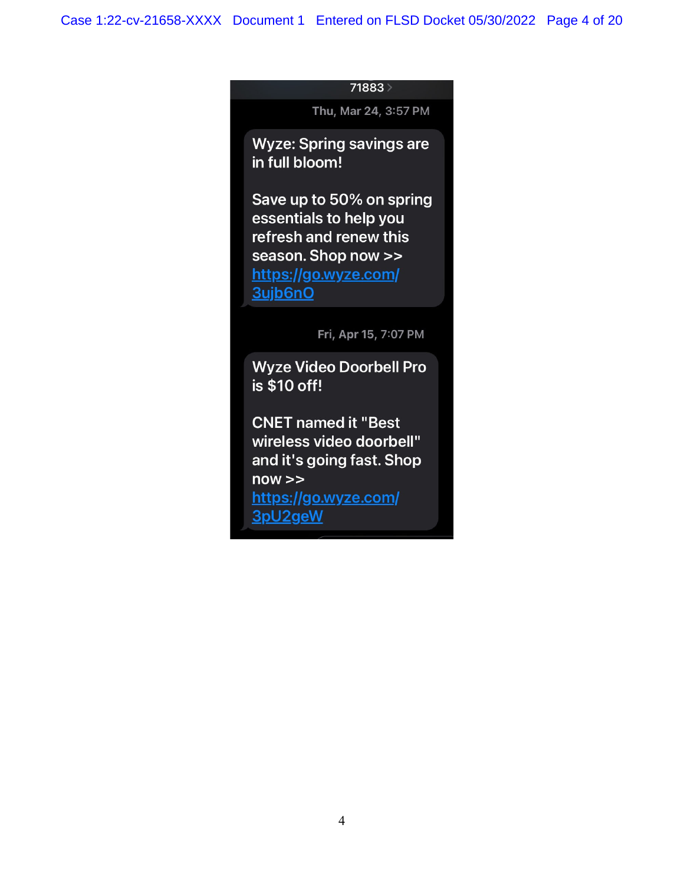71883

Thu, Mar 24, 3:57 PM

Wyze: Spring savings are in full bloom!

Save up to 50% on spring essentials to help you refresh and renew this season. Shop now >> https://go.wyze.com/3ujb6nO

Fri, Apr 15, 7:07 PM

Wyze Video Doorbell Pro is $10 off!

CNET named it "Best wireless video doorbell" and it's going fast. Shop now >> https://go.wyze.com/3pU2geW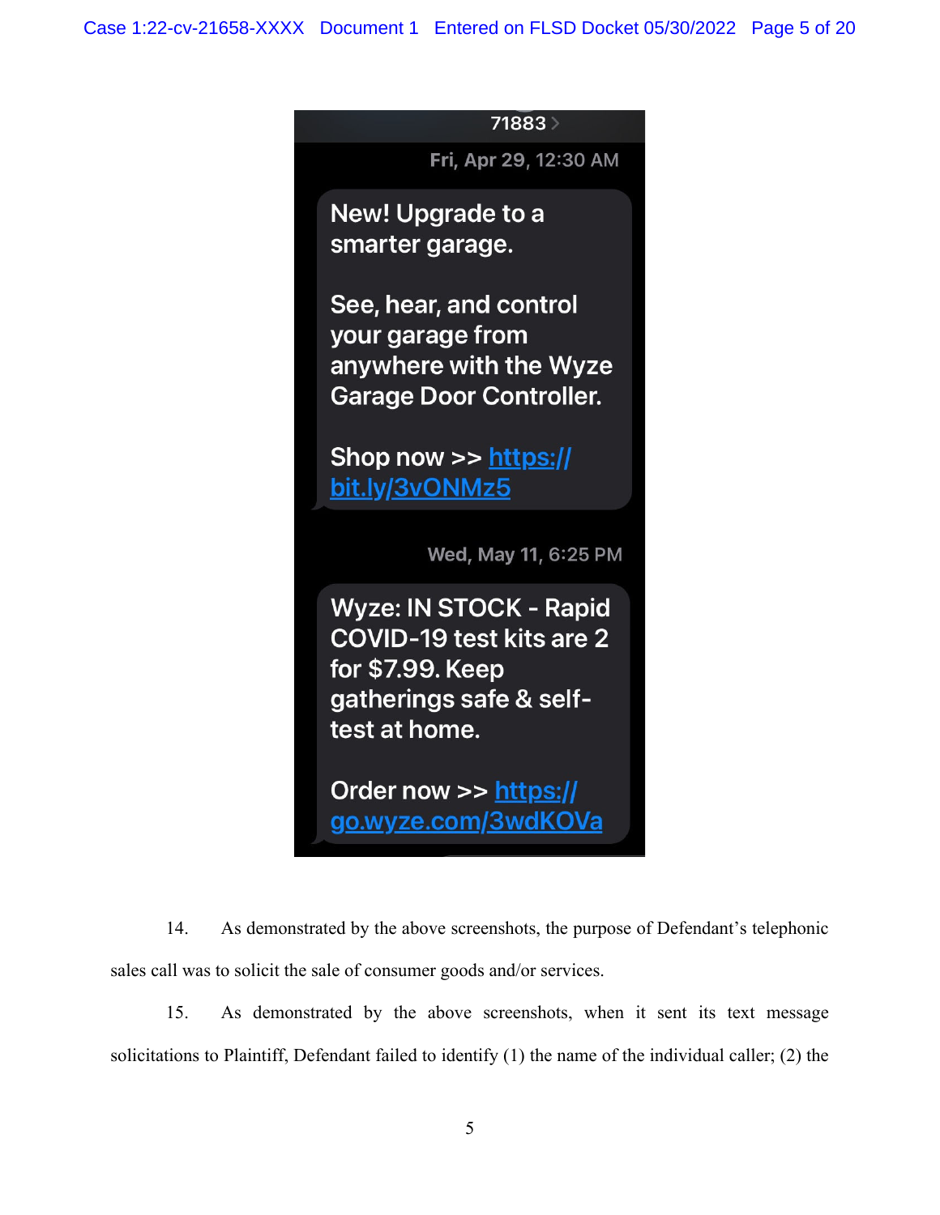71883

Fri, Apr 29, 12:30 AM

New! Upgrade to a smarter garage.

See, hear, and control your garage from anywhere with the Wyze Garage Door Controller.

Shop now >> https://bit.ly/3vONMz5

Wed, May 11, 6:25 PM

Wyze: IN STOCK - Rapid COVID-19 test kits are 2 for $7.99. Keep gatherings safe & self-test at home.

Order now >> https://go.wyze.com/3wdKOVa

14. As demonstrated by the above screenshots, the purpose of Defendant's telephonic sales call was to solicit the sale of consumer goods and/or services.

15. As demonstrated by the above screenshots, when it sent its text message solicitations to Plaintiff, Defendant failed to identify (1) the name of the individual caller; (2) the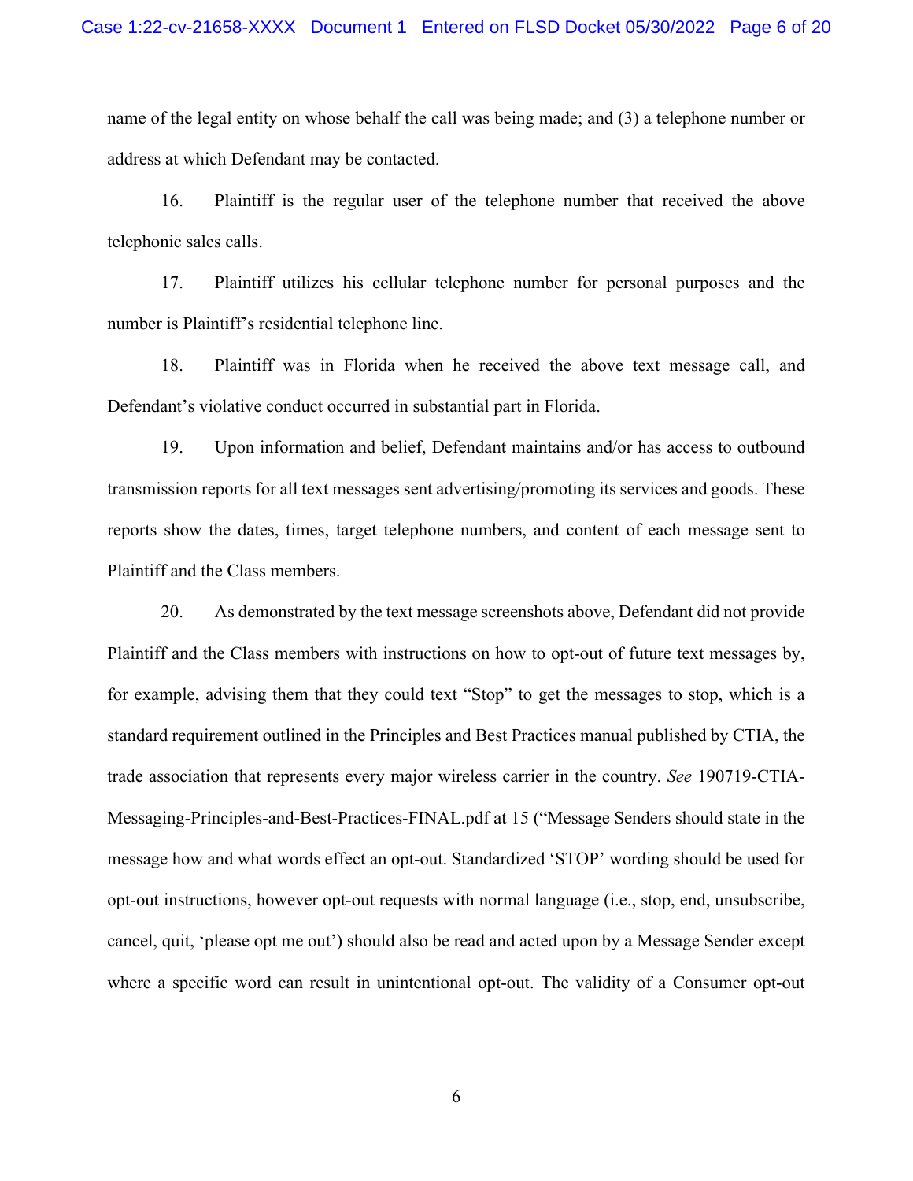name of the legal entity on whose behalf the call was being made; and (3) a telephone number or address at which Defendant may be contacted.

16. Plaintiff is the regular user of the telephone number that received the above telephonic sales calls.

17. Plaintiff utilizes his cellular telephone number for personal purposes and the number is Plaintiff's residential telephone line.

18. Plaintiff was in Florida when he received the above text message call, and Defendant's violative conduct occurred in substantial part in Florida.

19. Upon information and belief, Defendant maintains and/or has access to outbound transmission reports for all text messages sent advertising/promoting its services and goods. These reports show the dates, times, target telephone numbers, and content of each message sent to Plaintiff and the Class members.

20. As demonstrated by the text message screenshots above, Defendant did not provide Plaintiff and the Class members with instructions on how to opt-out of future text messages by, for example, advising them that they could text "Stop" to get the messages to stop, which is a standard requirement outlined in the Principles and Best Practices manual published by CTIA, the trade association that represents every major wireless carrier in the country. *See* 190719-CTIA-Messaging-Principles-and-Best-Practices-FINAL.pdf at 15 ("Message Senders should state in the message how and what words effect an opt-out. Standardized 'STOP' wording should be used for opt-out instructions, however opt-out requests with normal language (i.e., stop, end, unsubscribe, cancel, quit, 'please opt me out') should also be read and acted upon by a Message Sender except where a specific word can result in unintentional opt-out. The validity of a Consumer opt-out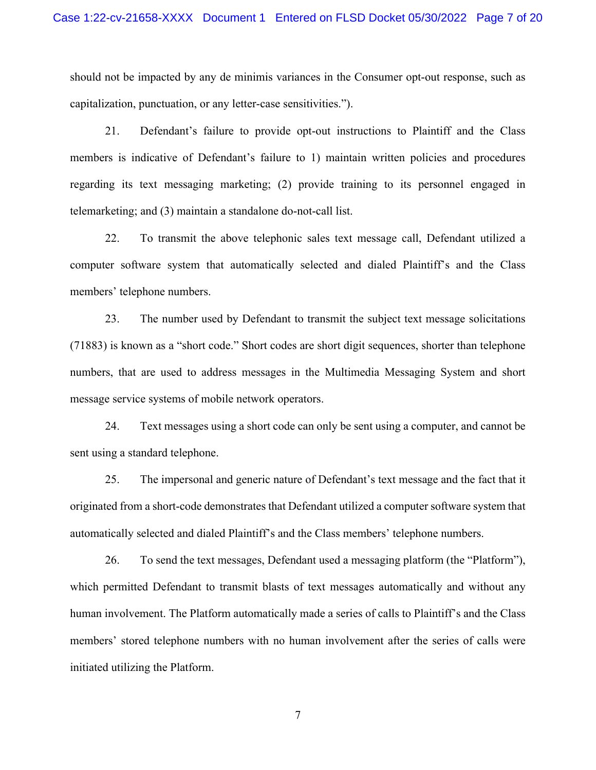should not be impacted by any de minimis variances in the Consumer opt-out response, such as capitalization, punctuation, or any letter-case sensitivities.").

21. Defendant's failure to provide opt-out instructions to Plaintiff and the Class members is indicative of Defendant's failure to 1) maintain written policies and procedures regarding its text messaging marketing; (2) provide training to its personnel engaged in telemarketing; and (3) maintain a standalone do-not-call list.

22. To transmit the above telephonic sales text message call, Defendant utilized a computer software system that automatically selected and dialed Plaintiff's and the Class members' telephone numbers.

23. The number used by Defendant to transmit the subject text message solicitations (71883) is known as a "short code." Short codes are short digit sequences, shorter than telephone numbers, that are used to address messages in the Multimedia Messaging System and short message service systems of mobile network operators.

24. Text messages using a short code can only be sent using a computer, and cannot be sent using a standard telephone.

25. The impersonal and generic nature of Defendant's text message and the fact that it originated from a short-code demonstrates that Defendant utilized a computer software system that automatically selected and dialed Plaintiff's and the Class members' telephone numbers.

26. To send the text messages, Defendant used a messaging platform (the "Platform"), which permitted Defendant to transmit blasts of text messages automatically and without any human involvement. The Platform automatically made a series of calls to Plaintiff's and the Class members' stored telephone numbers with no human involvement after the series of calls were initiated utilizing the Platform.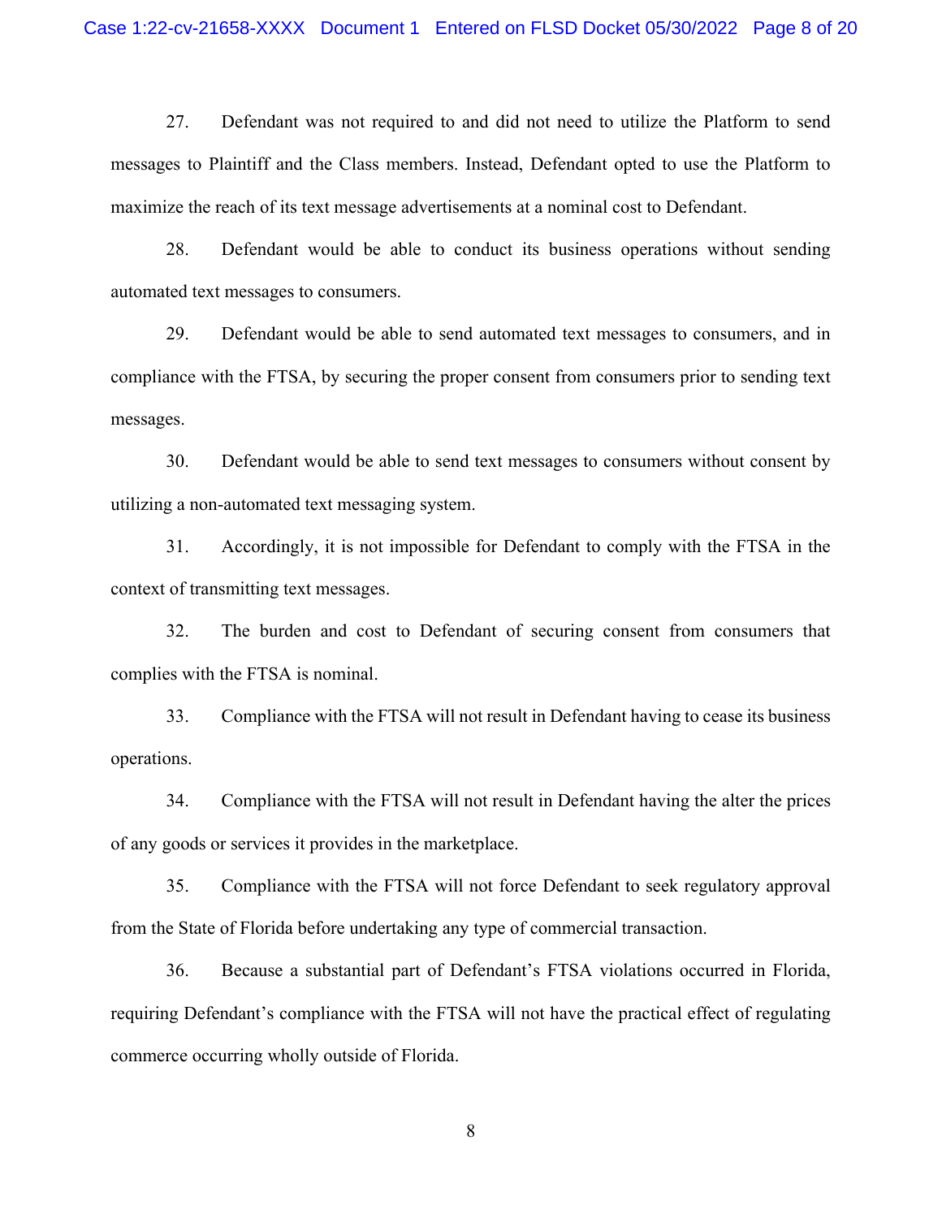27. Defendant was not required to and did not need to utilize the Platform to send messages to Plaintiff and the Class members. Instead, Defendant opted to use the Platform to maximize the reach of its text message advertisements at a nominal cost to Defendant.

28. Defendant would be able to conduct its business operations without sending automated text messages to consumers.

29. Defendant would be able to send automated text messages to consumers, and in compliance with the FTSA, by securing the proper consent from consumers prior to sending text messages.

30. Defendant would be able to send text messages to consumers without consent by utilizing a non-automated text messaging system.

31. Accordingly, it is not impossible for Defendant to comply with the FTSA in the context of transmitting text messages.

32. The burden and cost to Defendant of securing consent from consumers that complies with the FTSA is nominal.

33. Compliance with the FTSA will not result in Defendant having to cease its business operations.

34. Compliance with the FTSA will not result in Defendant having the alter the prices of any goods or services it provides in the marketplace.

35. Compliance with the FTSA will not force Defendant to seek regulatory approval from the State of Florida before undertaking any type of commercial transaction.

36. Because a substantial part of Defendant's FTSA violations occurred in Florida, requiring Defendant's compliance with the FTSA will not have the practical effect of regulating commerce occurring wholly outside of Florida.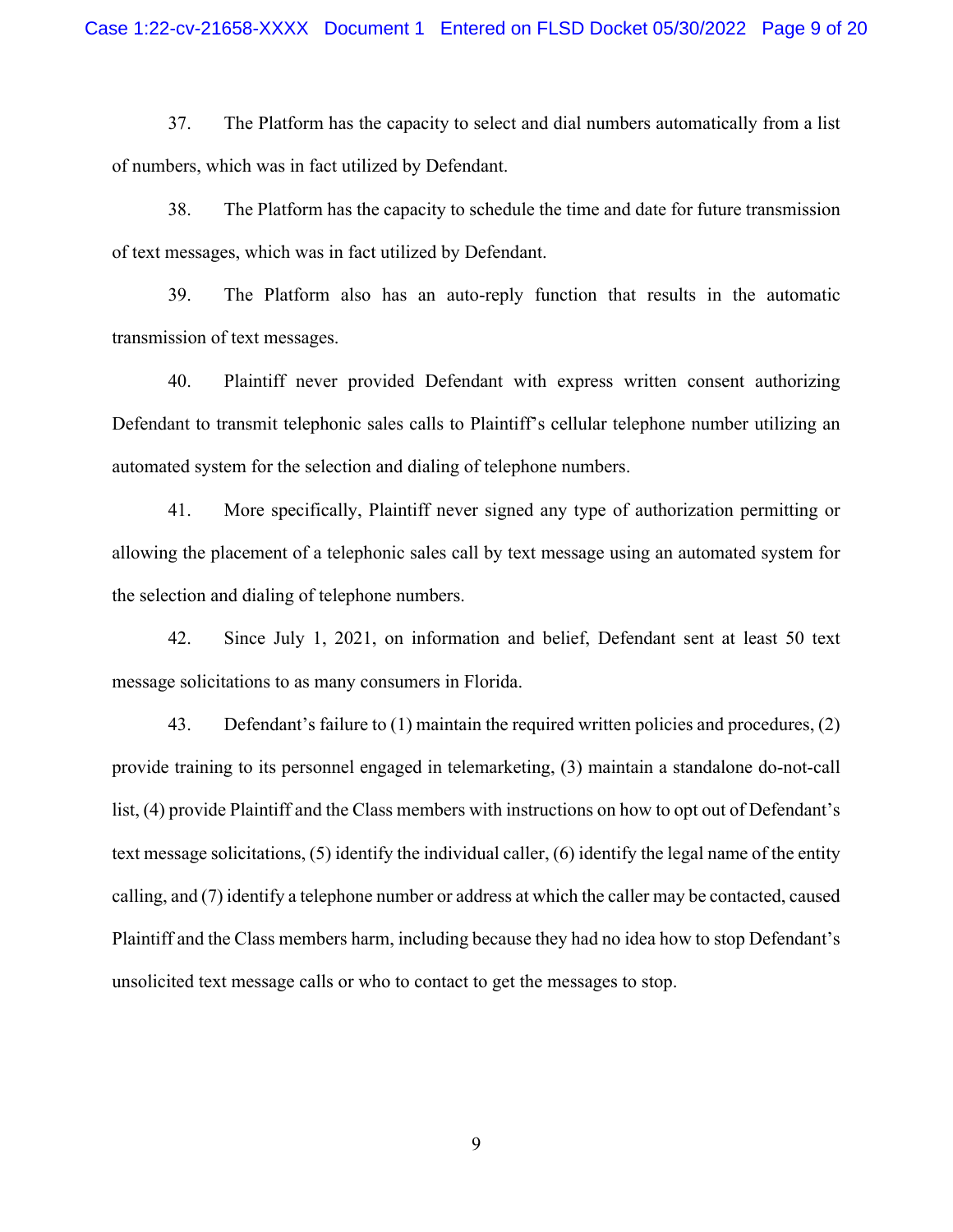37. The Platform has the capacity to select and dial numbers automatically from a list of numbers, which was in fact utilized by Defendant.

38. The Platform has the capacity to schedule the time and date for future transmission of text messages, which was in fact utilized by Defendant.

39. The Platform also has an auto-reply function that results in the automatic transmission of text messages.

40. Plaintiff never provided Defendant with express written consent authorizing Defendant to transmit telephonic sales calls to Plaintiff's cellular telephone number utilizing an automated system for the selection and dialing of telephone numbers.

41. More specifically, Plaintiff never signed any type of authorization permitting or allowing the placement of a telephonic sales call by text message using an automated system for the selection and dialing of telephone numbers.

42. Since July 1, 2021, on information and belief, Defendant sent at least 50 text message solicitations to as many consumers in Florida.

43. Defendant's failure to (1) maintain the required written policies and procedures, (2) provide training to its personnel engaged in telemarketing, (3) maintain a standalone do-not-call list, (4) provide Plaintiff and the Class members with instructions on how to opt out of Defendant's text message solicitations, (5) identify the individual caller, (6) identify the legal name of the entity calling, and (7) identify a telephone number or address at which the caller may be contacted, caused Plaintiff and the Class members harm, including because they had no idea how to stop Defendant's unsolicited text message calls or who to contact to get the messages to stop.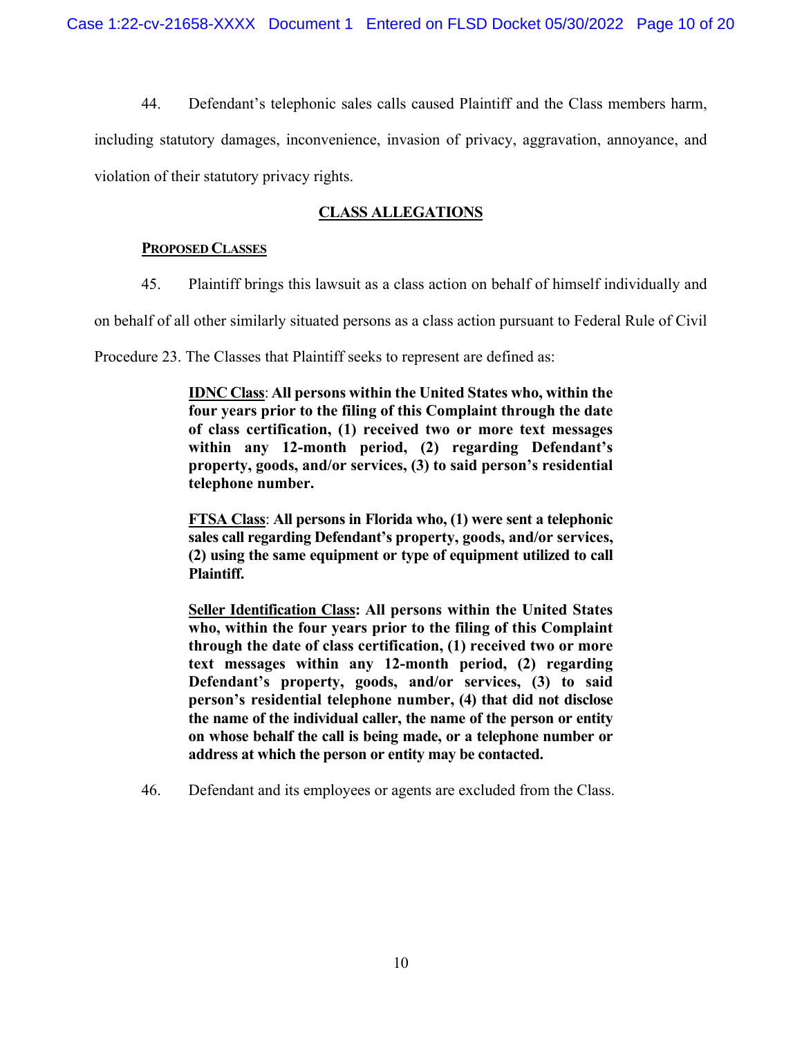44. Defendant's telephonic sales calls caused Plaintiff and the Class members harm, including statutory damages, inconvenience, invasion of privacy, aggravation, annoyance, and violation of their statutory privacy rights.

## CLASS ALLEGATIONS

### PROPOSED CLASSES

45. Plaintiff brings this lawsuit as a class action on behalf of himself individually and on behalf of all other similarly situated persons as a class action pursuant to Federal Rule of Civil Procedure 23. The Classes that Plaintiff seeks to represent are defined as:

> **IDNC Class: All persons within the United States who, within the four years prior to the filing of this Complaint through the date of class certification, (1) received two or more text messages within any 12-month period, (2) regarding Defendant's property, goods, and/or services, (3) to said person's residential telephone number.**
>
> **FTSA Class: All persons in Florida who, (1) were sent a telephonic sales call regarding Defendant's property, goods, and/or services, (2) using the same equipment or type of equipment utilized to call Plaintiff.**
>
> **Seller Identification Class: All persons within the United States who, within the four years prior to the filing of this Complaint through the date of class certification, (1) received two or more text messages within any 12-month period, (2) regarding Defendant's property, goods, and/or services, (3) to said person's residential telephone number, (4) that did not disclose the name of the individual caller, the name of the person or entity on whose behalf the call is being made, or a telephone number or address at which the person or entity may be contacted.**

46. Defendant and its employees or agents are excluded from the Class.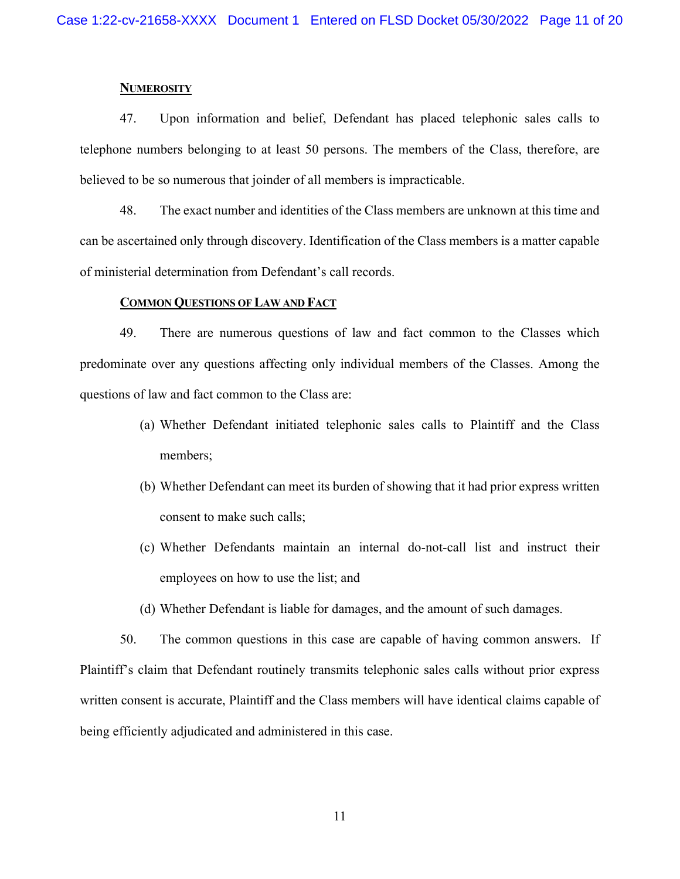**NUMEROSITY**

47. Upon information and belief, Defendant has placed telephonic sales calls to telephone numbers belonging to at least 50 persons. The members of the Class, therefore, are believed to be so numerous that joinder of all members is impracticable.

48. The exact number and identities of the Class members are unknown at this time and can be ascertained only through discovery. Identification of the Class members is a matter capable of ministerial determination from Defendant's call records.

**COMMON QUESTIONS OF LAW AND FACT**

49. There are numerous questions of law and fact common to the Classes which predominate over any questions affecting only individual members of the Classes. Among the questions of law and fact common to the Class are:

(a) Whether Defendant initiated telephonic sales calls to Plaintiff and the Class members;

(b) Whether Defendant can meet its burden of showing that it had prior express written consent to make such calls;

(c) Whether Defendants maintain an internal do-not-call list and instruct their employees on how to use the list; and

(d) Whether Defendant is liable for damages, and the amount of such damages.

50. The common questions in this case are capable of having common answers. If Plaintiff's claim that Defendant routinely transmits telephonic sales calls without prior express written consent is accurate, Plaintiff and the Class members will have identical claims capable of being efficiently adjudicated and administered in this case.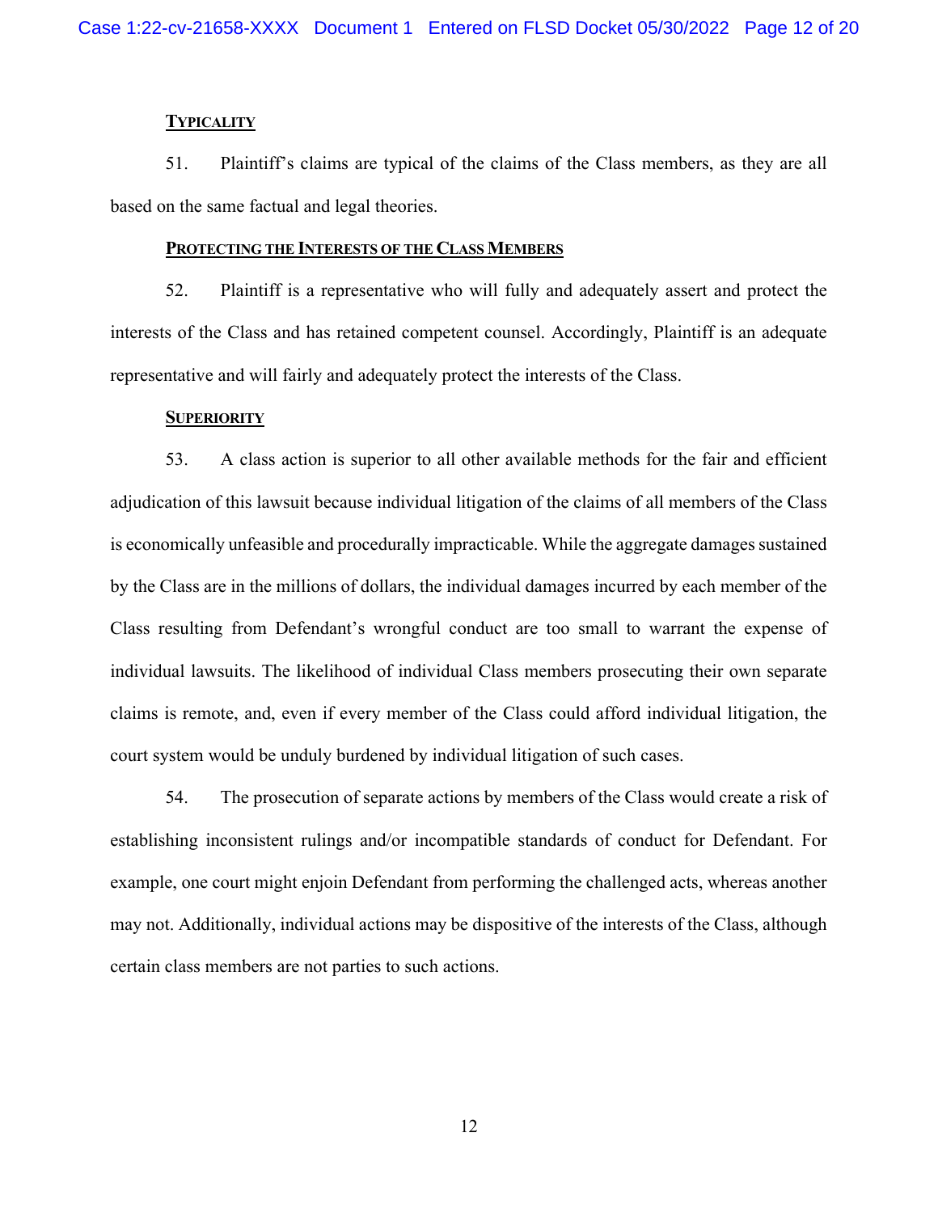**TYPICALITY**

51. Plaintiff's claims are typical of the claims of the Class members, as they are all based on the same factual and legal theories.

**PROTECTING THE INTERESTS OF THE CLASS MEMBERS**

52. Plaintiff is a representative who will fully and adequately assert and protect the interests of the Class and has retained competent counsel. Accordingly, Plaintiff is an adequate representative and will fairly and adequately protect the interests of the Class.

**SUPERIORITY**

53. A class action is superior to all other available methods for the fair and efficient adjudication of this lawsuit because individual litigation of the claims of all members of the Class is economically unfeasible and procedurally impracticable. While the aggregate damages sustained by the Class are in the millions of dollars, the individual damages incurred by each member of the Class resulting from Defendant's wrongful conduct are too small to warrant the expense of individual lawsuits. The likelihood of individual Class members prosecuting their own separate claims is remote, and, even if every member of the Class could afford individual litigation, the court system would be unduly burdened by individual litigation of such cases.

54. The prosecution of separate actions by members of the Class would create a risk of establishing inconsistent rulings and/or incompatible standards of conduct for Defendant. For example, one court might enjoin Defendant from performing the challenged acts, whereas another may not. Additionally, individual actions may be dispositive of the interests of the Class, although certain class members are not parties to such actions.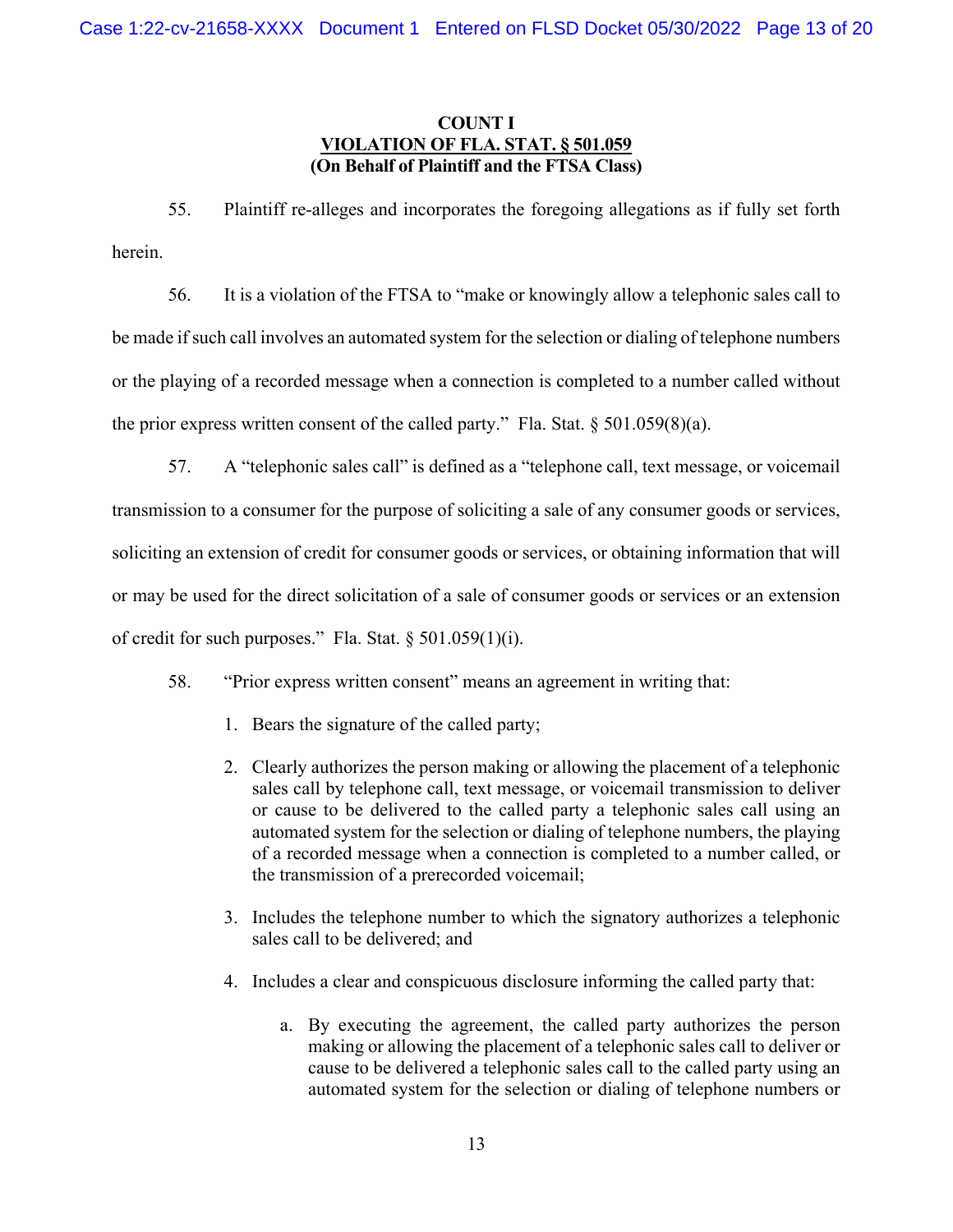**COUNT I**
**VIOLATION OF FLA. STAT. § 501.059**
**(On Behalf of Plaintiff and the FTSA Class)**

55. Plaintiff re-alleges and incorporates the foregoing allegations as if fully set forth herein.

56. It is a violation of the FTSA to "make or knowingly allow a telephonic sales call to be made if such call involves an automated system for the selection or dialing of telephone numbers or the playing of a recorded message when a connection is completed to a number called without the prior express written consent of the called party." Fla. Stat. § 501.059(8)(a).

57. A "telephonic sales call" is defined as a "telephone call, text message, or voicemail transmission to a consumer for the purpose of soliciting a sale of any consumer goods or services, soliciting an extension of credit for consumer goods or services, or obtaining information that will or may be used for the direct solicitation of a sale of consumer goods or services or an extension of credit for such purposes." Fla. Stat. § 501.059(1)(i).

58. "Prior express written consent" means an agreement in writing that:

1. Bears the signature of the called party;
2. Clearly authorizes the person making or allowing the placement of a telephonic sales call by telephone call, text message, or voicemail transmission to deliver or cause to be delivered to the called party a telephonic sales call using an automated system for the selection or dialing of telephone numbers, the playing of a recorded message when a connection is completed to a number called, or the transmission of a prerecorded voicemail;
3. Includes the telephone number to which the signatory authorizes a telephonic sales call to be delivered; and
4. Includes a clear and conspicuous disclosure informing the called party that:
    a. By executing the agreement, the called party authorizes the person making or allowing the placement of a telephonic sales call to deliver or cause to be delivered a telephonic sales call to the called party using an automated system for the selection or dialing of telephone numbers or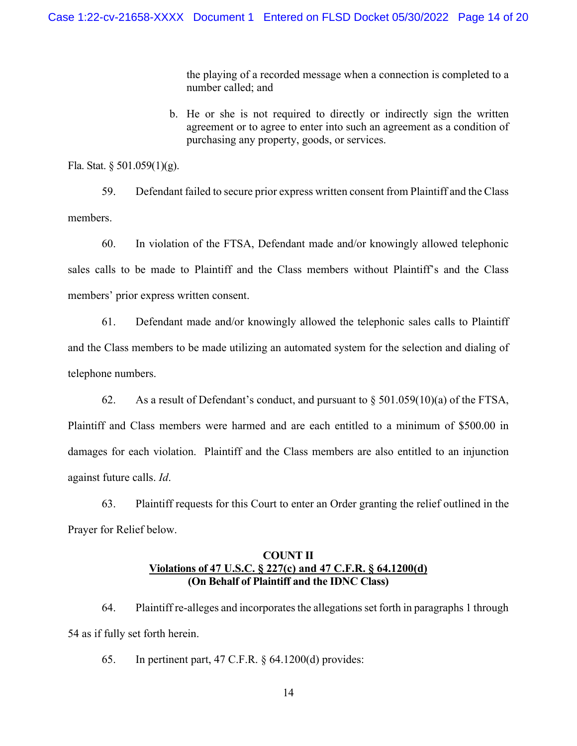> the playing of a recorded message when a connection is completed to a number called; and
>
> b. He or she is not required to directly or indirectly sign the written agreement or to agree to enter into such an agreement as a condition of purchasing any property, goods, or services.

Fla. Stat. § 501.059(1)(g).

59. Defendant failed to secure prior express written consent from Plaintiff and the Class members.

60. In violation of the FTSA, Defendant made and/or knowingly allowed telephonic sales calls to be made to Plaintiff and the Class members without Plaintiff's and the Class members' prior express written consent.

61. Defendant made and/or knowingly allowed the telephonic sales calls to Plaintiff and the Class members to be made utilizing an automated system for the selection and dialing of telephone numbers.

62. As a result of Defendant's conduct, and pursuant to § 501.059(10)(a) of the FTSA, Plaintiff and Class members were harmed and are each entitled to a minimum of $500.00 in damages for each violation. Plaintiff and the Class members are also entitled to an injunction against future calls. *Id*.

63. Plaintiff requests for this Court to enter an Order granting the relief outlined in the Prayer for Relief below.

**COUNT II**
**Violations of 47 U.S.C. § 227(c) and 47 C.F.R. § 64.1200(d)**
**(On Behalf of Plaintiff and the IDNC Class)**

64. Plaintiff re-alleges and incorporates the allegations set forth in paragraphs 1 through 54 as if fully set forth herein.

65. In pertinent part, 47 C.F.R. § 64.1200(d) provides: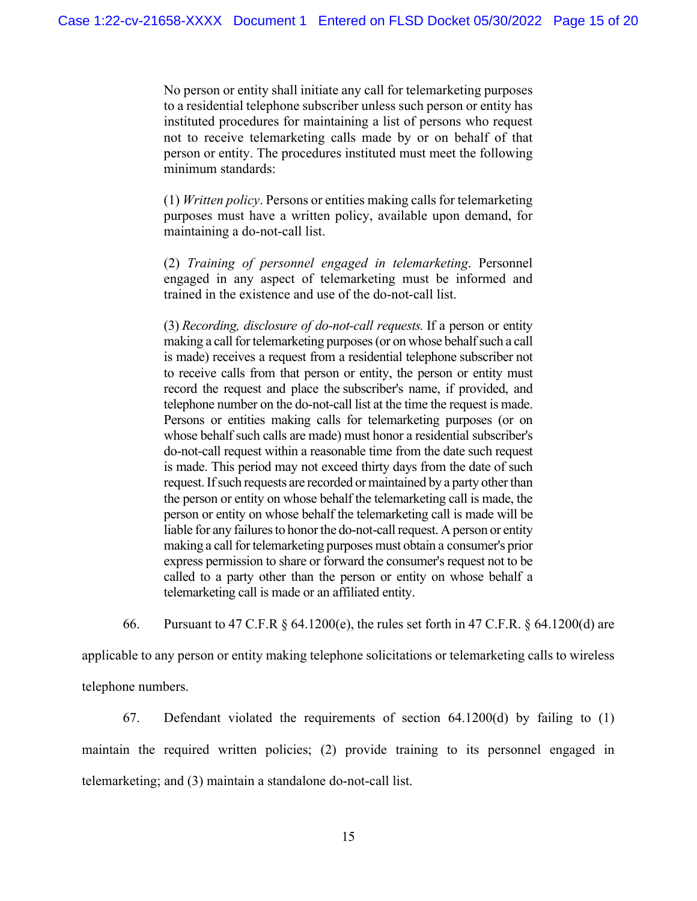> No person or entity shall initiate any call for telemarketing purposes to a residential telephone subscriber unless such person or entity has instituted procedures for maintaining a list of persons who request not to receive telemarketing calls made by or on behalf of that person or entity. The procedures instituted must meet the following minimum standards:
>
> (1) *Written policy*. Persons or entities making calls for telemarketing purposes must have a written policy, available upon demand, for maintaining a do-not-call list.
>
> (2) *Training of personnel engaged in telemarketing*. Personnel engaged in any aspect of telemarketing must be informed and trained in the existence and use of the do-not-call list.
>
> (3) *Recording, disclosure of do-not-call requests.* If a person or entity making a call for telemarketing purposes (or on whose behalf such a call is made) receives a request from a residential telephone subscriber not to receive calls from that person or entity, the person or entity must record the request and place the subscriber's name, if provided, and telephone number on the do-not-call list at the time the request is made. Persons or entities making calls for telemarketing purposes (or on whose behalf such calls are made) must honor a residential subscriber's do-not-call request within a reasonable time from the date such request is made. This period may not exceed thirty days from the date of such request. If such requests are recorded or maintained by a party other than the person or entity on whose behalf the telemarketing call is made, the person or entity on whose behalf the telemarketing call is made will be liable for any failures to honor the do-not-call request. A person or entity making a call for telemarketing purposes must obtain a consumer's prior express permission to share or forward the consumer's request not to be called to a party other than the person or entity on whose behalf a telemarketing call is made or an affiliated entity.

66. Pursuant to 47 C.F.R § 64.1200(e), the rules set forth in 47 C.F.R. § 64.1200(d) are applicable to any person or entity making telephone solicitations or telemarketing calls to wireless telephone numbers.

67. Defendant violated the requirements of section 64.1200(d) by failing to (1) maintain the required written policies; (2) provide training to its personnel engaged in telemarketing; and (3) maintain a standalone do-not-call list.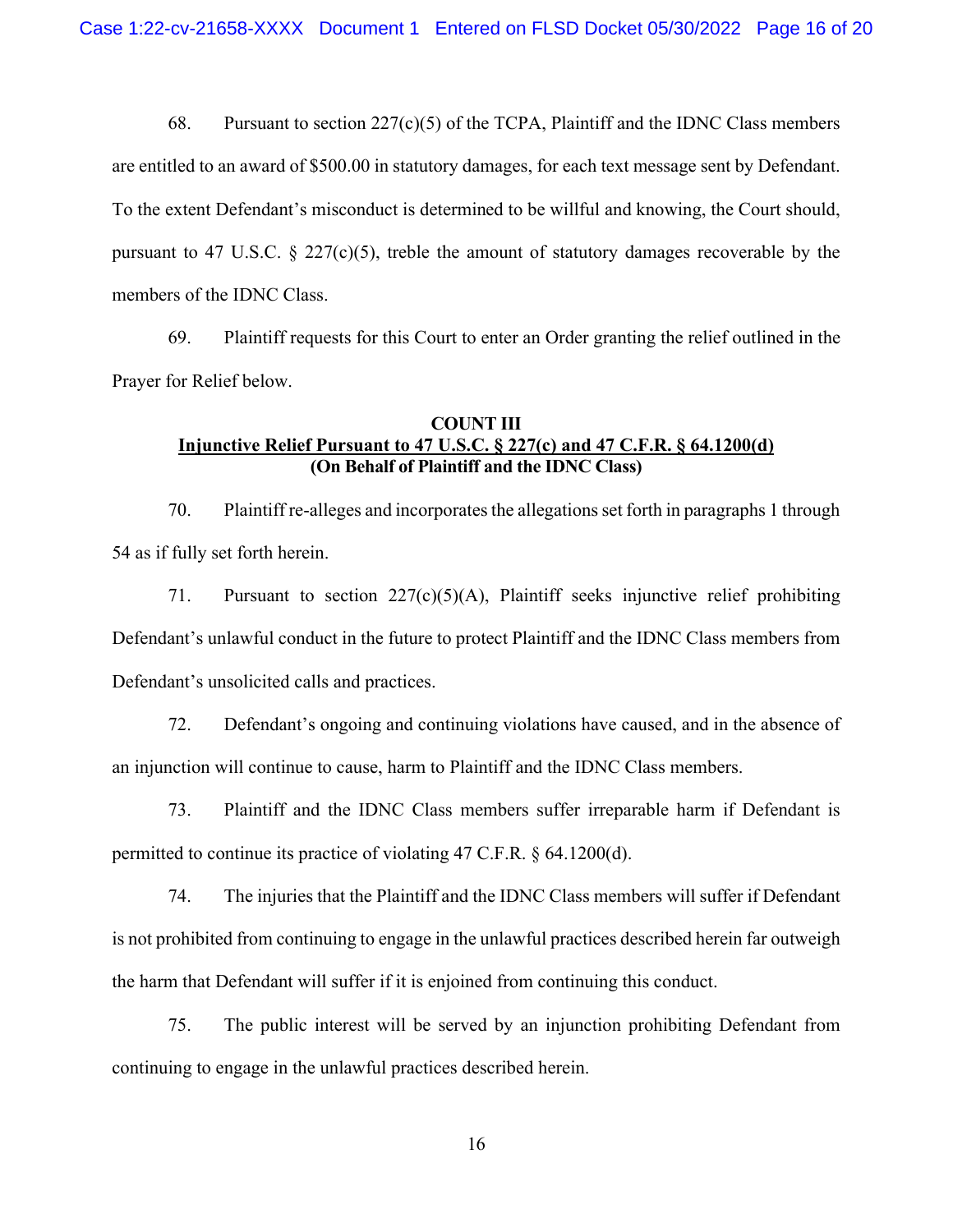68. Pursuant to section 227(c)(5) of the TCPA, Plaintiff and the IDNC Class members are entitled to an award of $500.00 in statutory damages, for each text message sent by Defendant. To the extent Defendant's misconduct is determined to be willful and knowing, the Court should, pursuant to 47 U.S.C. § 227(c)(5), treble the amount of statutory damages recoverable by the members of the IDNC Class.

69. Plaintiff requests for this Court to enter an Order granting the relief outlined in the Prayer for Relief below.

**COUNT III**
**<u>Injunctive Relief Pursuant to 47 U.S.C. § 227(c) and 47 C.F.R. § 64.1200(d)</u>**
**(On Behalf of Plaintiff and the IDNC Class)**

70. Plaintiff re-alleges and incorporates the allegations set forth in paragraphs 1 through 54 as if fully set forth herein.

71. Pursuant to section 227(c)(5)(A), Plaintiff seeks injunctive relief prohibiting Defendant's unlawful conduct in the future to protect Plaintiff and the IDNC Class members from Defendant's unsolicited calls and practices.

72. Defendant's ongoing and continuing violations have caused, and in the absence of an injunction will continue to cause, harm to Plaintiff and the IDNC Class members.

73. Plaintiff and the IDNC Class members suffer irreparable harm if Defendant is permitted to continue its practice of violating 47 C.F.R. § 64.1200(d).

74. The injuries that the Plaintiff and the IDNC Class members will suffer if Defendant is not prohibited from continuing to engage in the unlawful practices described herein far outweigh the harm that Defendant will suffer if it is enjoined from continuing this conduct.

75. The public interest will be served by an injunction prohibiting Defendant from continuing to engage in the unlawful practices described herein.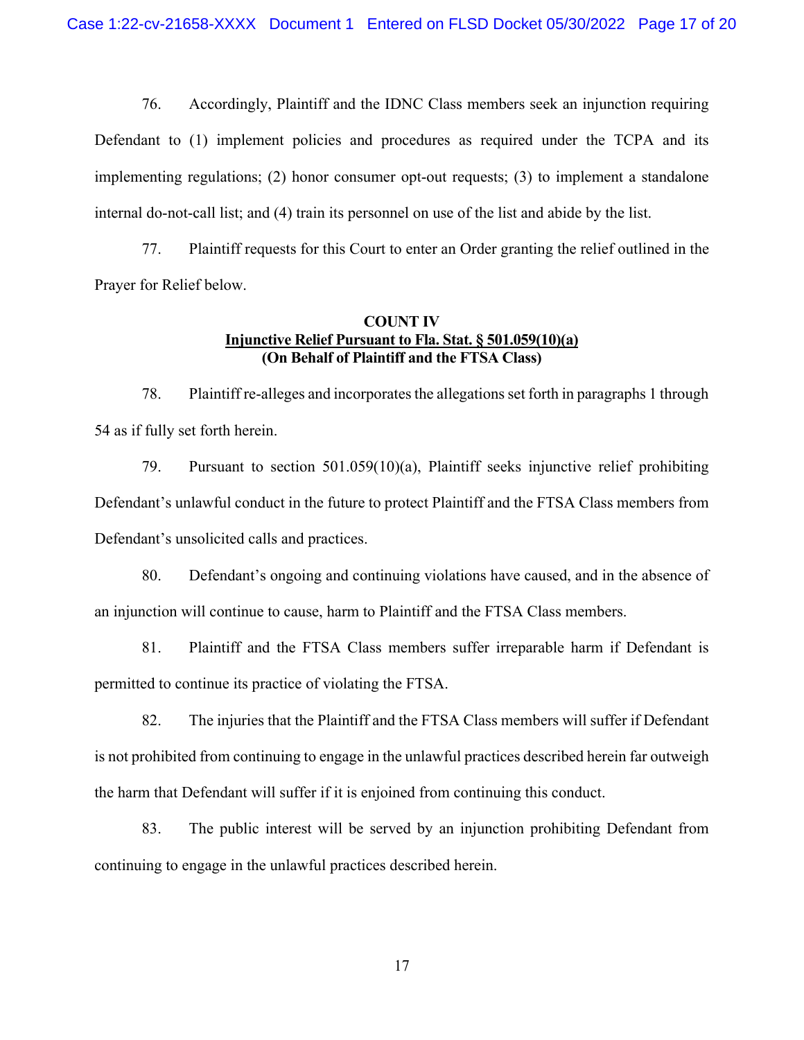76. Accordingly, Plaintiff and the IDNC Class members seek an injunction requiring Defendant to (1) implement policies and procedures as required under the TCPA and its implementing regulations; (2) honor consumer opt-out requests; (3) to implement a standalone internal do-not-call list; and (4) train its personnel on use of the list and abide by the list.

77. Plaintiff requests for this Court to enter an Order granting the relief outlined in the Prayer for Relief below.

**COUNT IV**
**<u>Injunctive Relief Pursuant to Fla. Stat. § 501.059(10)(a)</u>**
**(On Behalf of Plaintiff and the FTSA Class)**

78. Plaintiff re-alleges and incorporates the allegations set forth in paragraphs 1 through 54 as if fully set forth herein.

79. Pursuant to section 501.059(10)(a), Plaintiff seeks injunctive relief prohibiting Defendant's unlawful conduct in the future to protect Plaintiff and the FTSA Class members from Defendant's unsolicited calls and practices.

80. Defendant's ongoing and continuing violations have caused, and in the absence of an injunction will continue to cause, harm to Plaintiff and the FTSA Class members.

81. Plaintiff and the FTSA Class members suffer irreparable harm if Defendant is permitted to continue its practice of violating the FTSA.

82. The injuries that the Plaintiff and the FTSA Class members will suffer if Defendant is not prohibited from continuing to engage in the unlawful practices described herein far outweigh the harm that Defendant will suffer if it is enjoined from continuing this conduct.

83. The public interest will be served by an injunction prohibiting Defendant from continuing to engage in the unlawful practices described herein.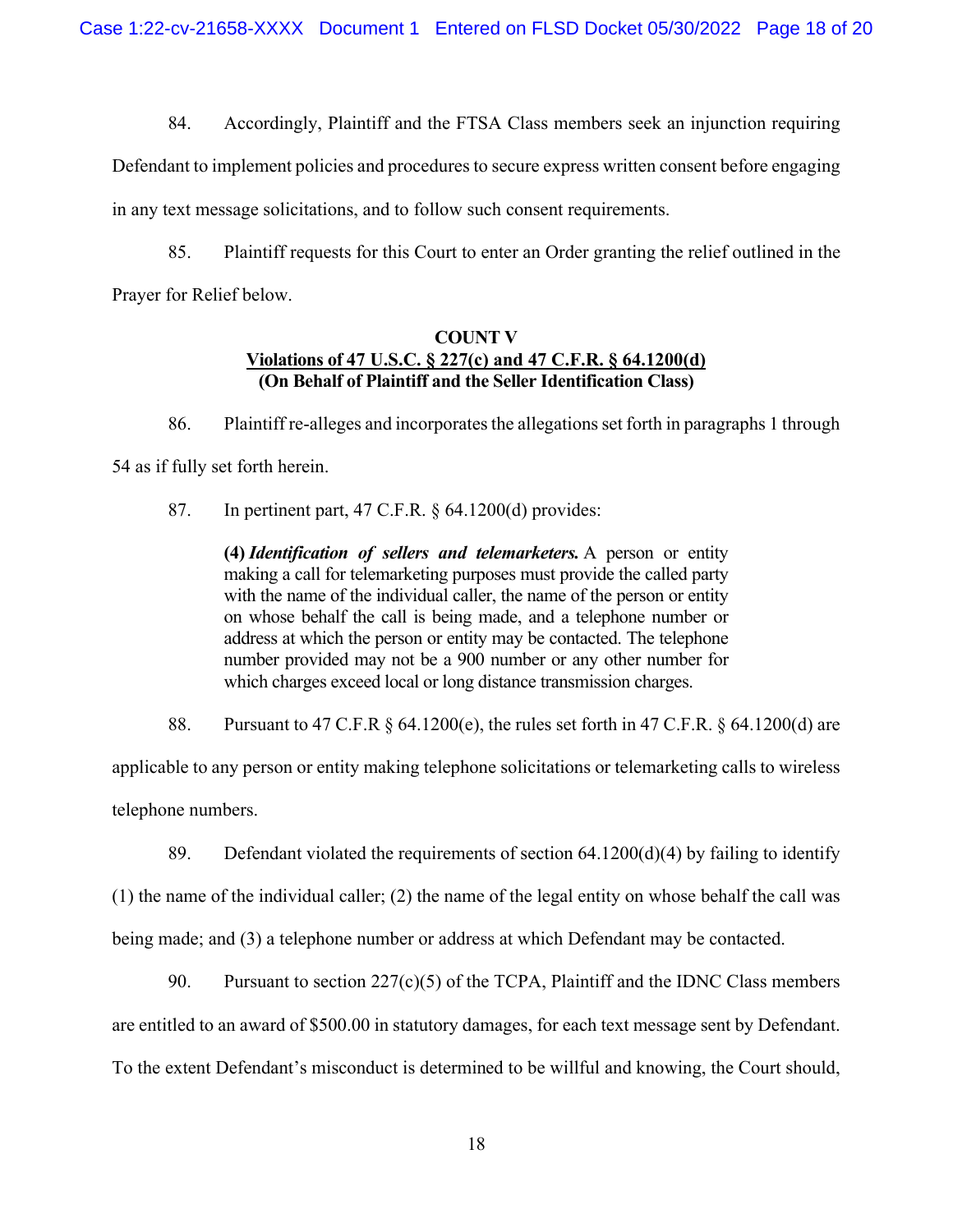84. Accordingly, Plaintiff and the FTSA Class members seek an injunction requiring Defendant to implement policies and procedures to secure express written consent before engaging in any text message solicitations, and to follow such consent requirements.

85. Plaintiff requests for this Court to enter an Order granting the relief outlined in the Prayer for Relief below.

**COUNT V**
**<u>Violations of 47 U.S.C. § 227(c) and 47 C.F.R. § 64.1200(d)</u>**
**(On Behalf of Plaintiff and the Seller Identification Class)**

86. Plaintiff re-alleges and incorporates the allegations set forth in paragraphs 1 through 54 as if fully set forth herein.

87. In pertinent part, 47 C.F.R. § 64.1200(d) provides:

> **(4)** ***Identification of sellers and telemarketers.*** A person or entity making a call for telemarketing purposes must provide the called party with the name of the individual caller, the name of the person or entity on whose behalf the call is being made, and a telephone number or address at which the person or entity may be contacted. The telephone number provided may not be a 900 number or any other number for which charges exceed local or long distance transmission charges.

88. Pursuant to 47 C.F.R § 64.1200(e), the rules set forth in 47 C.F.R. § 64.1200(d) are applicable to any person or entity making telephone solicitations or telemarketing calls to wireless telephone numbers.

89. Defendant violated the requirements of section 64.1200(d)(4) by failing to identify (1) the name of the individual caller; (2) the name of the legal entity on whose behalf the call was being made; and (3) a telephone number or address at which Defendant may be contacted.

90. Pursuant to section 227(c)(5) of the TCPA, Plaintiff and the IDNC Class members are entitled to an award of $500.00 in statutory damages, for each text message sent by Defendant. To the extent Defendant's misconduct is determined to be willful and knowing, the Court should,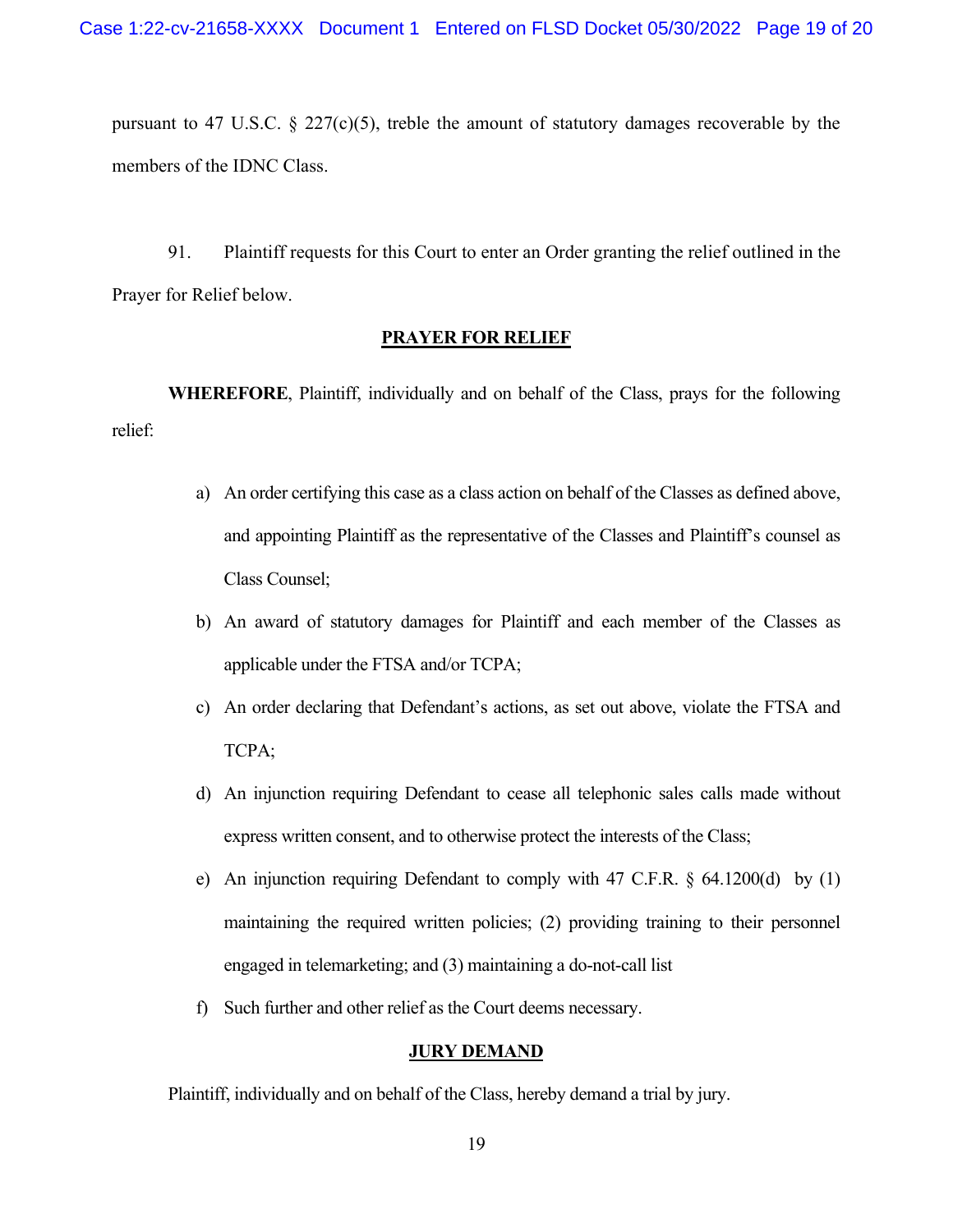pursuant to 47 U.S.C. § 227(c)(5), treble the amount of statutory damages recoverable by the members of the IDNC Class.

91. Plaintiff requests for this Court to enter an Order granting the relief outlined in the Prayer for Relief below.

## PRAYER FOR RELIEF

**WHEREFORE**, Plaintiff, individually and on behalf of the Class, prays for the following relief:

a) An order certifying this case as a class action on behalf of the Classes as defined above, and appointing Plaintiff as the representative of the Classes and Plaintiff's counsel as Class Counsel;

b) An award of statutory damages for Plaintiff and each member of the Classes as applicable under the FTSA and/or TCPA;

c) An order declaring that Defendant's actions, as set out above, violate the FTSA and TCPA;

d) An injunction requiring Defendant to cease all telephonic sales calls made without express written consent, and to otherwise protect the interests of the Class;

e) An injunction requiring Defendant to comply with 47 C.F.R. § 64.1200(d) by (1) maintaining the required written policies; (2) providing training to their personnel engaged in telemarketing; and (3) maintaining a do-not-call list

f) Such further and other relief as the Court deems necessary.

## JURY DEMAND

Plaintiff, individually and on behalf of the Class, hereby demand a trial by jury.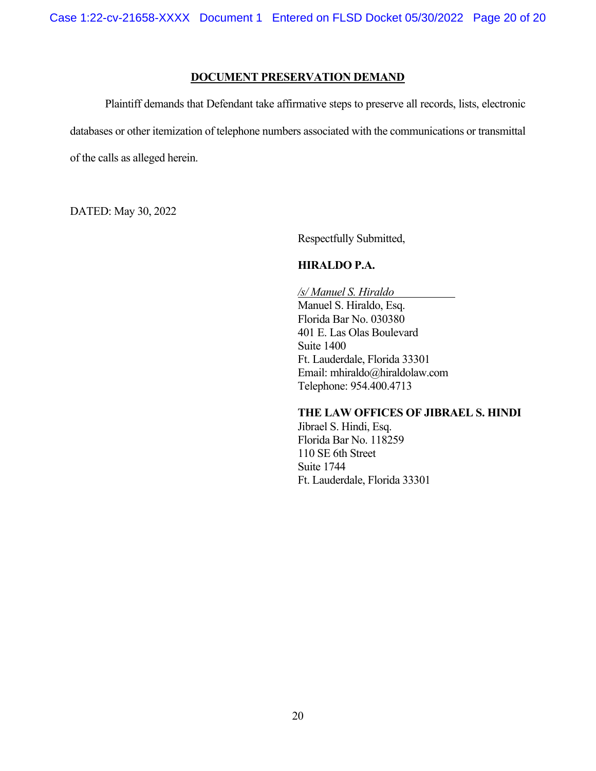## DOCUMENT PRESERVATION DEMAND

Plaintiff demands that Defendant take affirmative steps to preserve all records, lists, electronic databases or other itemization of telephone numbers associated with the communications or transmittal of the calls as alleged herein.

DATED: May 30, 2022

Respectfully Submitted,

**HIRALDO P.A.**

*/s/ Manuel S. Hiraldo*
Manuel S. Hiraldo, Esq.
Florida Bar No. 030380
401 E. Las Olas Boulevard
Suite 1400
Ft. Lauderdale, Florida 33301
Email: mhiraldo@hiraldolaw.com
Telephone: 954.400.4713

**THE LAW OFFICES OF JIBRAEL S. HINDI**
Jibrael S. Hindi, Esq.
Florida Bar No. 118259
110 SE 6th Street
Suite 1744
Ft. Lauderdale, Florida 33301